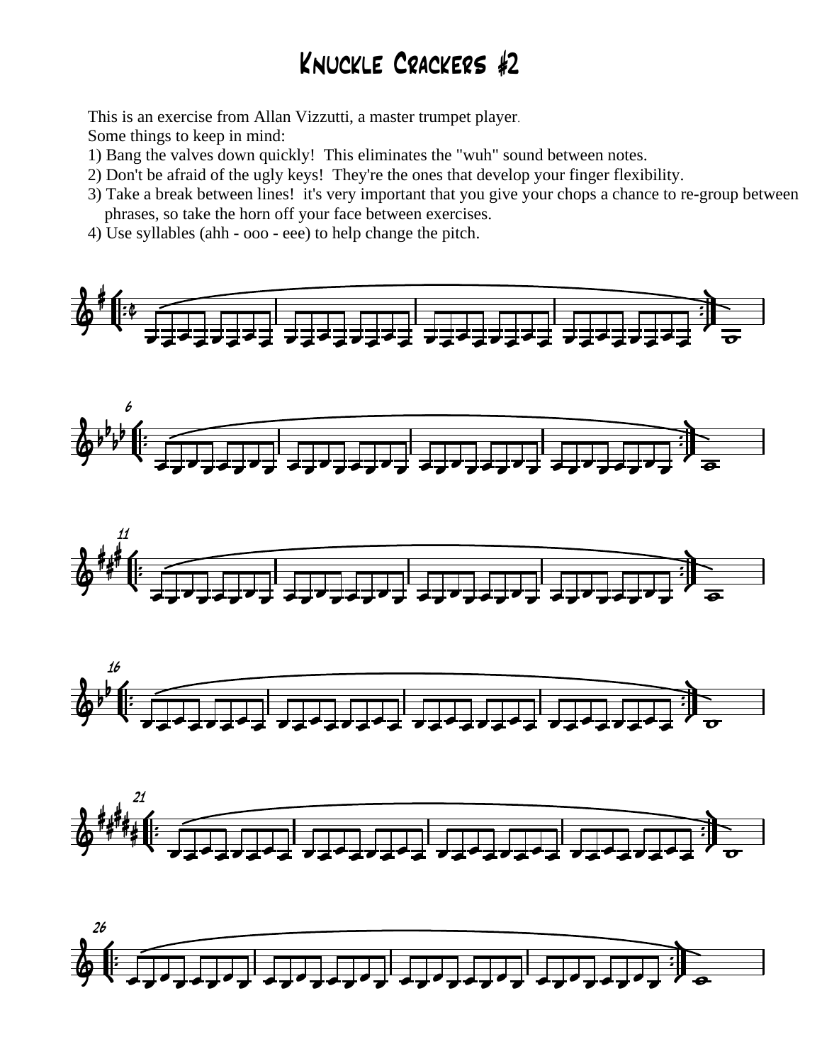# Knuckle Crackers #2

This is an exercise from Allan Vizzutti, a master trumpet player.
Some things to keep in mind:

1) Bang the valves down quickly! This eliminates the "wuh" sound between notes.
2) Don't be afraid of the ugly keys! They're the ones that develop your finger flexibility.
3) Take a break between lines! it's very important that you give your chops a chance to re-group between phrases, so take the horn off your face between exercises.
4) Use syllables (ahh - ooo - eee) to help change the pitch.